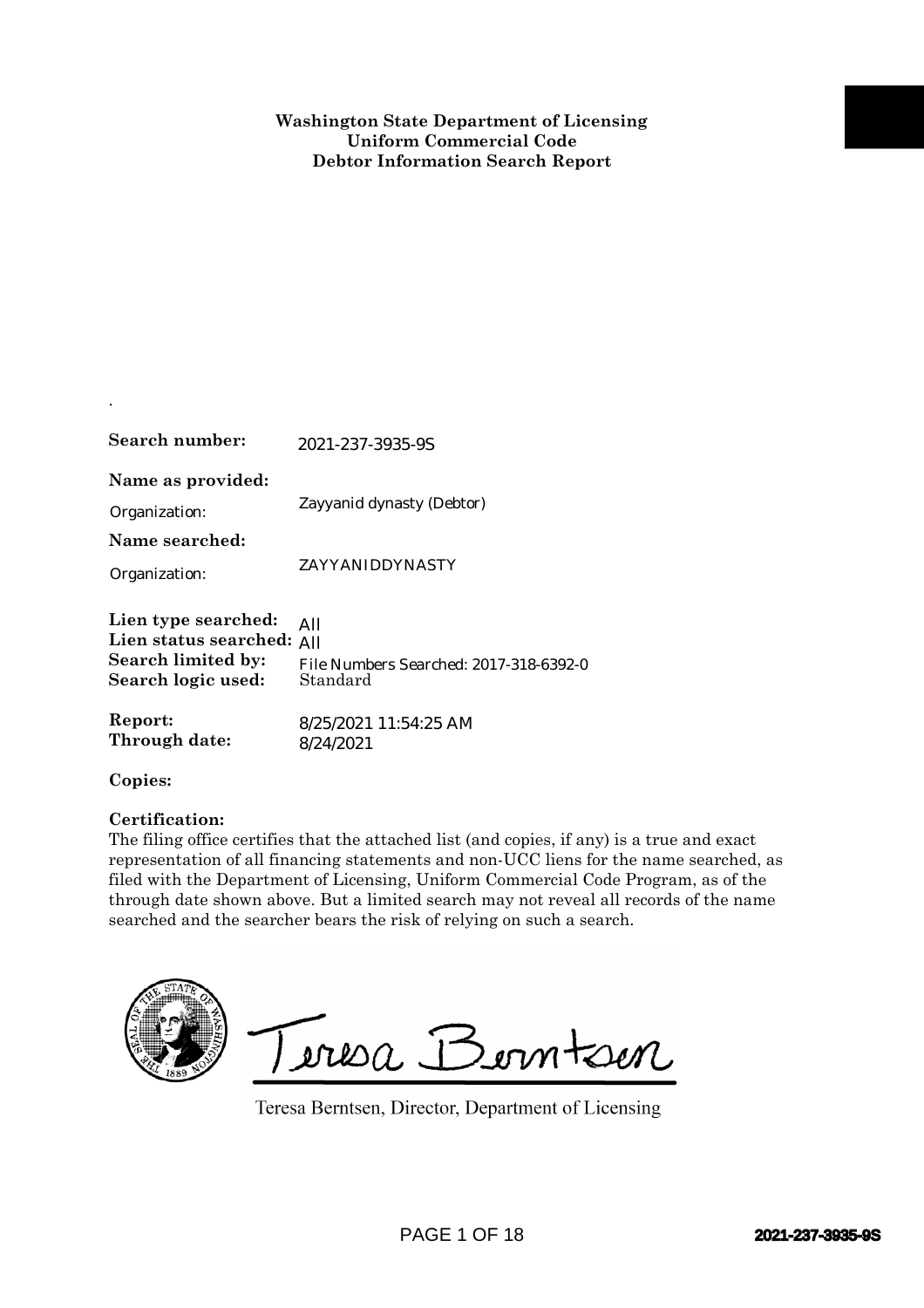**Washington State Department of Licensing**
**Uniform Commercial Code**
**Debtor Information Search Report**

.

**Search number:** 2021-237-3935-9S

**Name as provided:**

Organization: Zayyanid dynasty (Debtor)

**Name searched:**

Organization: ZAYYANIDDYNASTY

**Lien type searched:** All
**Lien status searched:** All
**Search limited by:** File Numbers Searched: 2017-318-6392-0
**Search logic used:** Standard

**Report:** 8/25/2021 11:54:25 AM
**Through date:** 8/24/2021

**Copies:**

**Certification:**
The filing office certifies that the attached list (and copies, if any) is a true and exact representation of all financing statements and non-UCC liens for the name searched, as filed with the Department of Licensing, Uniform Commercial Code Program, as of the through date shown above. But a limited search may not reveal all records of the name searched and the searcher bears the risk of relying on such a search.

Teresa Berntsen

Teresa Berntsen, Director, Department of Licensing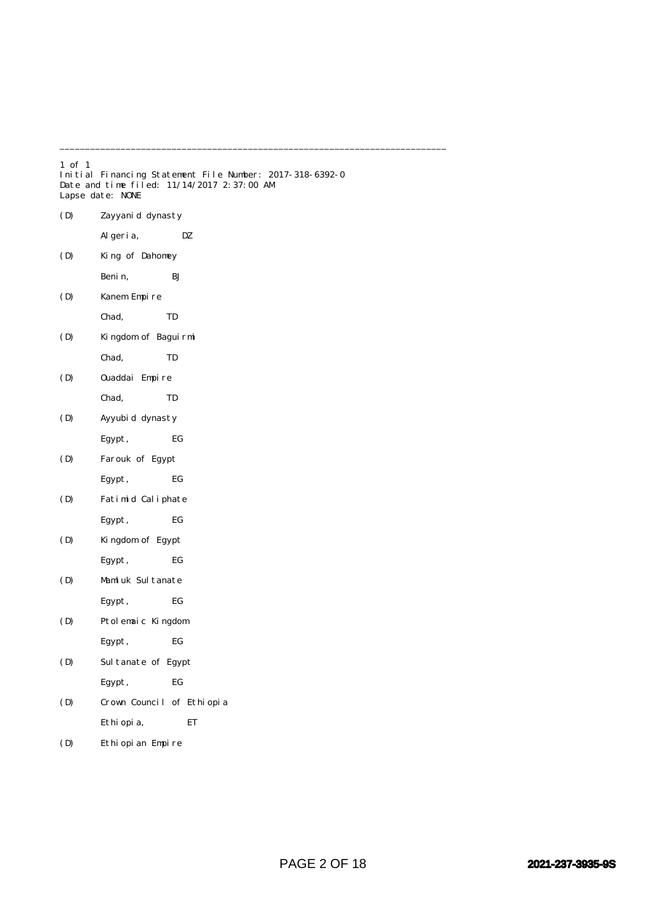---

1 of 1
Initial Financing Statement File Number: 2017-318-6392-0
Date and time filed: 11/14/2017 2:37:00 AM
Lapse date: NONE

(D) Zayyanid dynasty

Algeria, DZ

(D) King of Dahomey

Benin, BJ

(D) Kanem Empire

Chad, TD

(D) Kingdom of Baguirmi

Chad, TD

(D) Ouaddai Empire

Chad, TD

(D) Ayyubid dynasty

Egypt, EG

(D) Farouk of Egypt

Egypt, EG

(D) Fatimid Caliphate

Egypt, EG

(D) Kingdom of Egypt

Egypt, EG

(D) Mamluk Sultanate

Egypt, EG

(D) Ptolemaic Kingdom

Egypt, EG

(D) Sultanate of Egypt

Egypt, EG

(D) Crown Council of Ethiopia

Ethiopia, ET

(D) Ethiopian Empire

2021-237-3935-9S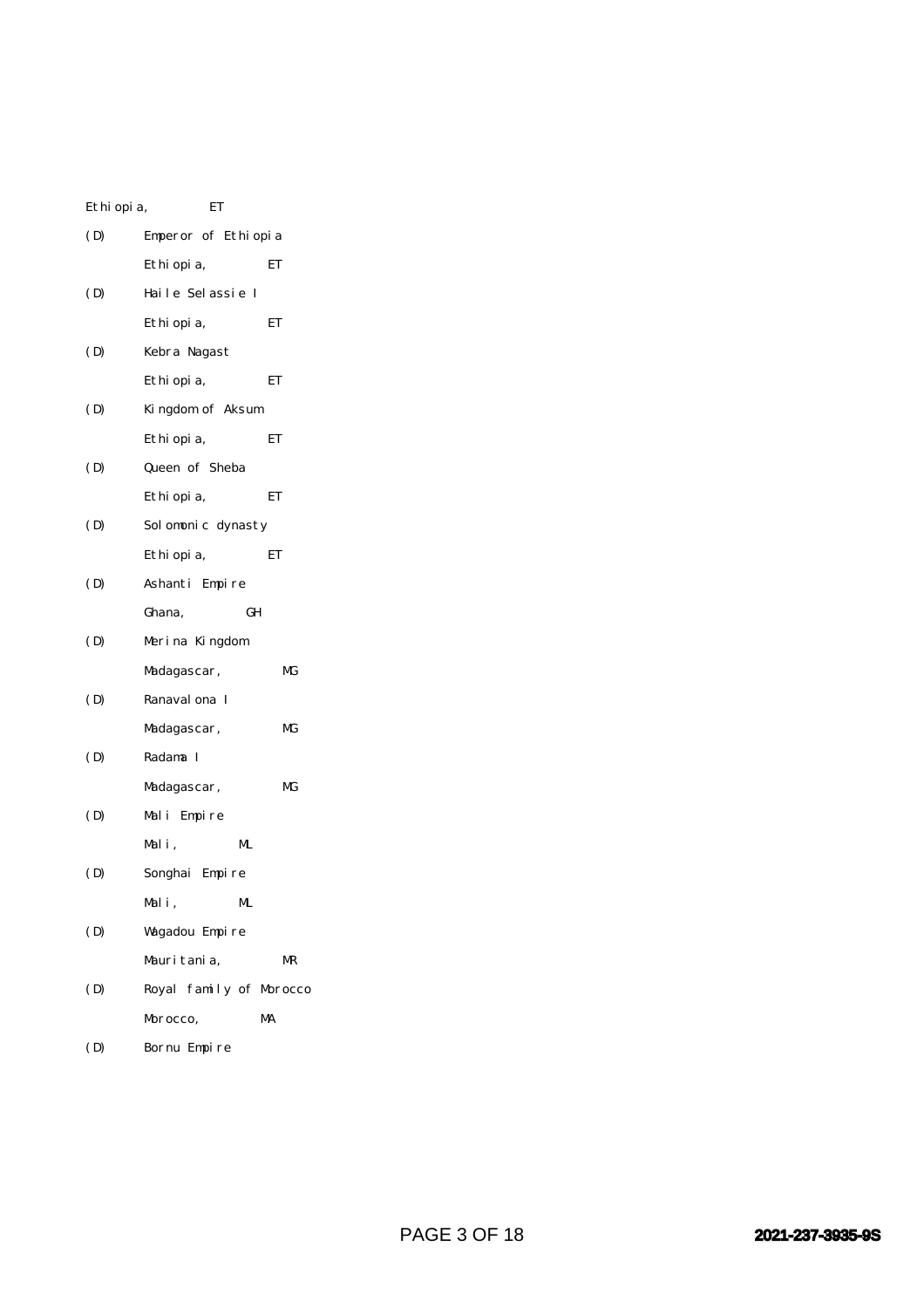Ethiopia, ET

(D) Emperor of Ethiopia

Ethiopia, ET

(D) Haile Selassie I

Ethiopia, ET

(D) Kebra Nagast

Ethiopia, ET

(D) Kingdom of Aksum

Ethiopia, ET

(D) Queen of Sheba

Ethiopia, ET

(D) Solomonic dynasty

Ethiopia, ET

(D) Ashanti Empire

Ghana, GH

(D) Merina Kingdom

Madagascar, MG

(D) Ranavalona I

Madagascar, MG

(D) Radama I

Madagascar, MG

(D) Mali Empire

Mali, ML

(D) Songhai Empire

Mali, ML

(D) Wagadou Empire

Mauritania, MR

(D) Royal family of Morocco

Morocco, MA

(D) Bornu Empire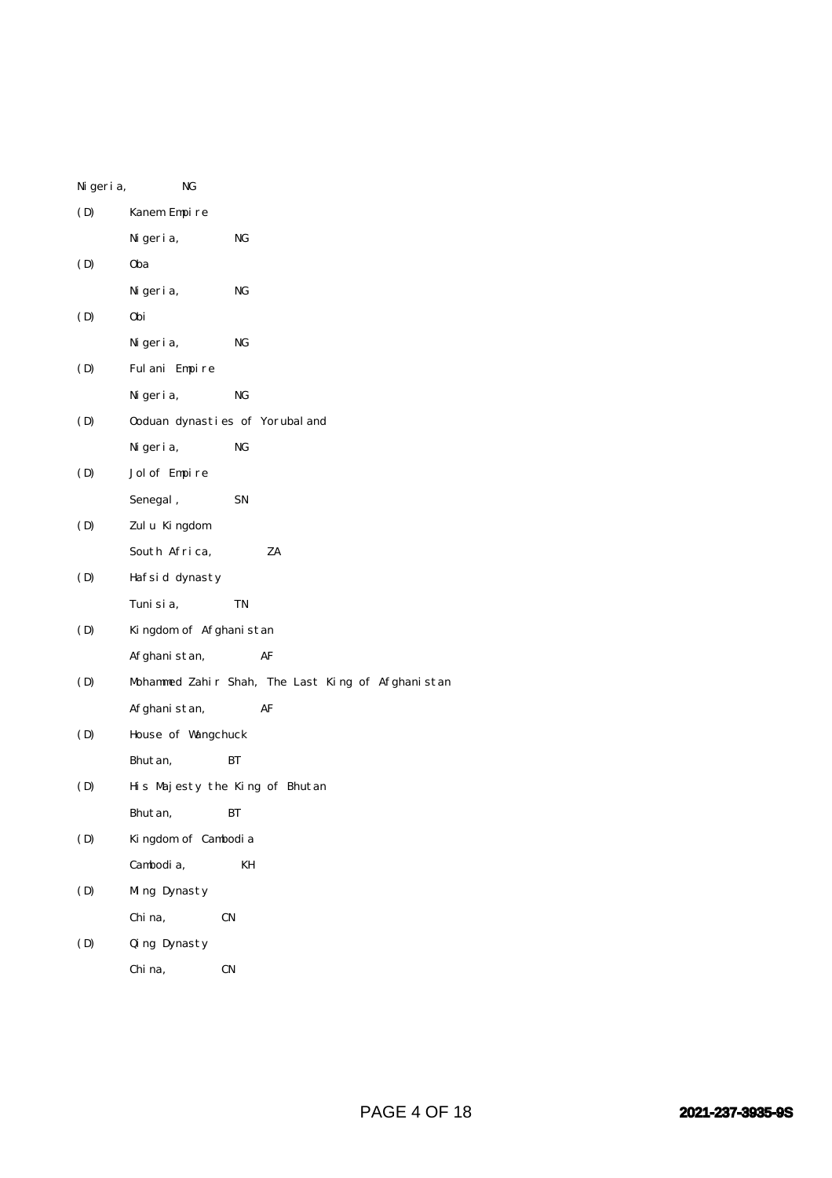Nigeria, NG

(D) Kanem Empire

Nigeria, NG

(D) Oba

Nigeria, NG

(D) Obi

Nigeria, NG

(D) Fulani Empire

Nigeria, NG

(D) Ooduan dynasties of Yorubaland

Nigeria, NG

(D) Jolof Empire

Senegal, SN

(D) Zulu Kingdom

South Africa, ZA

(D) Hafsid dynasty

Tunisia, TN

(D) Kingdom of Afghanistan

Afghanistan, AF

(D) Mohammed Zahir Shah, The Last King of Afghanistan

Afghanistan, AF

(D) House of Wangchuck

Bhutan, BT

(D) His Majesty the King of Bhutan

Bhutan, BT

(D) Kingdom of Cambodia

Cambodia, KH

(D) Ming Dynasty

China, CN

(D) Qing Dynasty

China, CN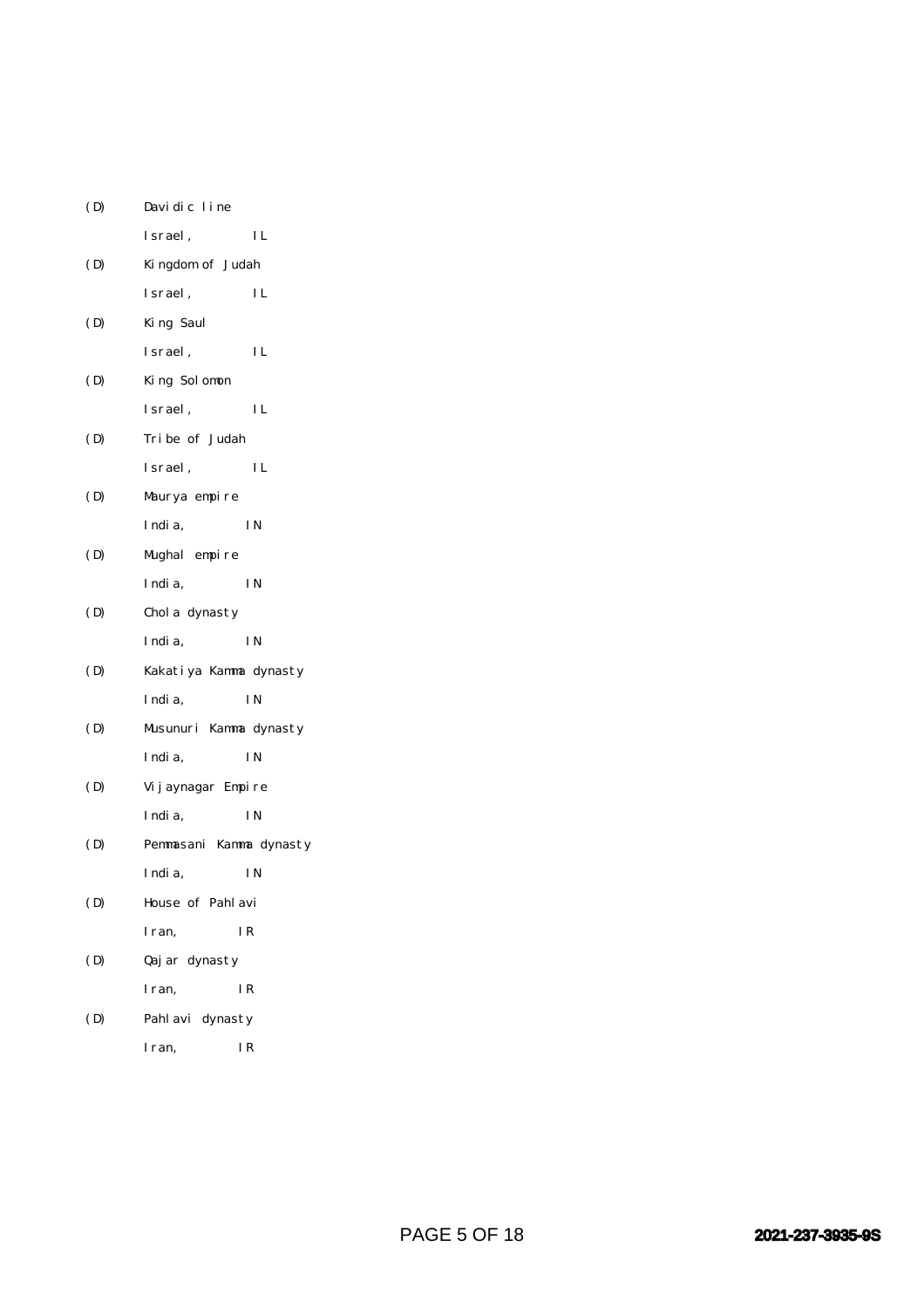(D) Davidic line
Israel, IL

(D) Kingdom of Judah
Israel, IL

(D) King Saul
Israel, IL

(D) King Solomon
Israel, IL

(D) Tribe of Judah
Israel, IL

(D) Maurya empire
India, IN

(D) Mughal empire
India, IN

(D) Chola dynasty
India, IN

(D) Kakatiya Kamma dynasty
India, IN

(D) Musunuri Kamma dynasty
India, IN

(D) Vijaynagar Empire
India, IN

(D) Pemmasani Kamma dynasty
India, IN

(D) House of Pahlavi
Iran, IR

(D) Qajar dynasty
Iran, IR

(D) Pahlavi dynasty
Iran, IR

2021-237-3935-9S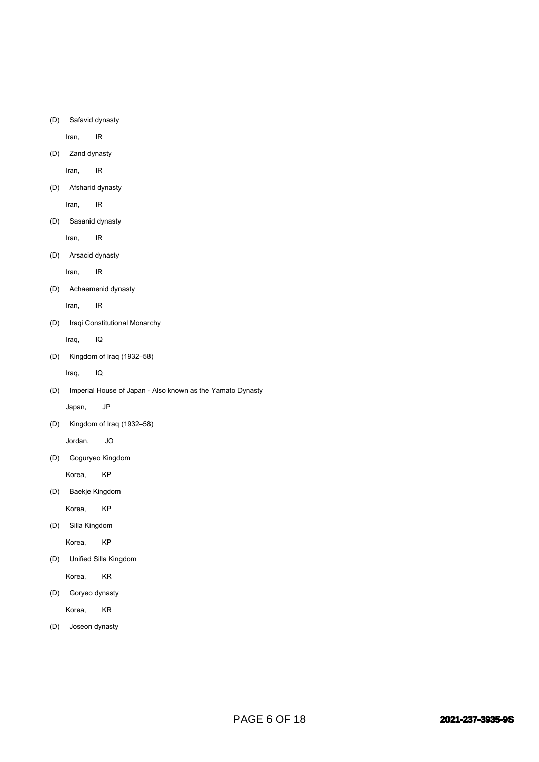(D) Safavid dynasty

Iran, IR

(D) Zand dynasty

Iran, IR

(D) Afsharid dynasty

Iran, IR

(D) Sasanid dynasty

Iran, IR

(D) Arsacid dynasty

Iran, IR

(D) Achaemenid dynasty

Iran, IR

(D) Iraqi Constitutional Monarchy

Iraq, IQ

(D) Kingdom of Iraq (1932–58)

Iraq, IQ

(D) Imperial House of Japan - Also known as the Yamato Dynasty

Japan, JP

(D) Kingdom of Iraq (1932–58)

Jordan, JO

(D) Goguryeo Kingdom

Korea, KP

(D) Baekje Kingdom

Korea, KP

(D) Silla Kingdom

Korea, KP

(D) Unified Silla Kingdom

Korea, KR

(D) Goryeo dynasty

Korea, KR

(D) Joseon dynasty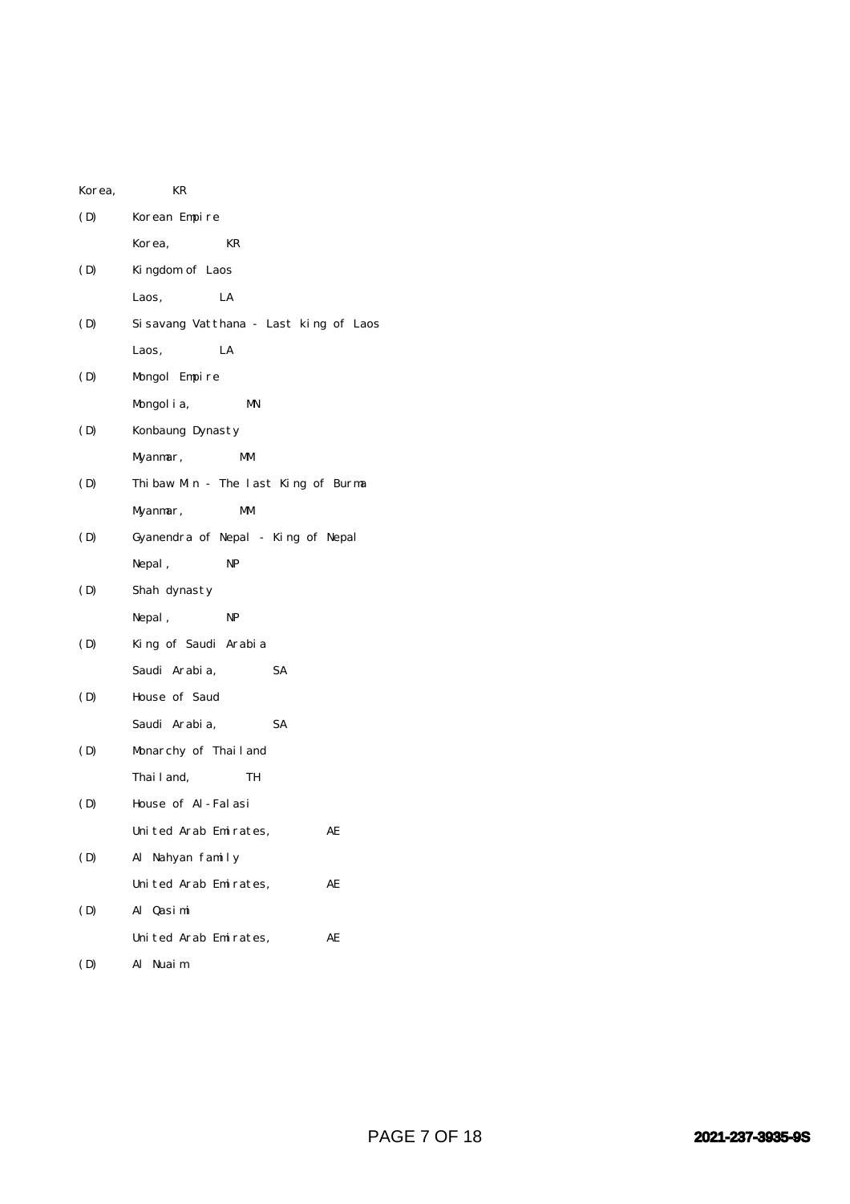Korea, KR

(D) Korean Empire

Korea, KR

(D) Kingdom of Laos

Laos, LA

(D) Sisavang Vatthana - Last king of Laos

Laos, LA

(D) Mongol Empire

Mongolia, MN

(D) Konbaung Dynasty

Myanmar, MM

(D) Thibaw Min - The last King of Burma

Myanmar, MM

(D) Gyanendra of Nepal - King of Nepal

Nepal, NP

(D) Shah dynasty

Nepal, NP

(D) King of Saudi Arabia

Saudi Arabia, SA

(D) House of Saud

Saudi Arabia, SA

(D) Monarchy of Thailand

Thailand, TH

(D) House of Al-Falasi

United Arab Emirates, AE

(D) Al Nahyan family

United Arab Emirates, AE

(D) Al Qasimi

United Arab Emirates, AE

(D) Al Nuaim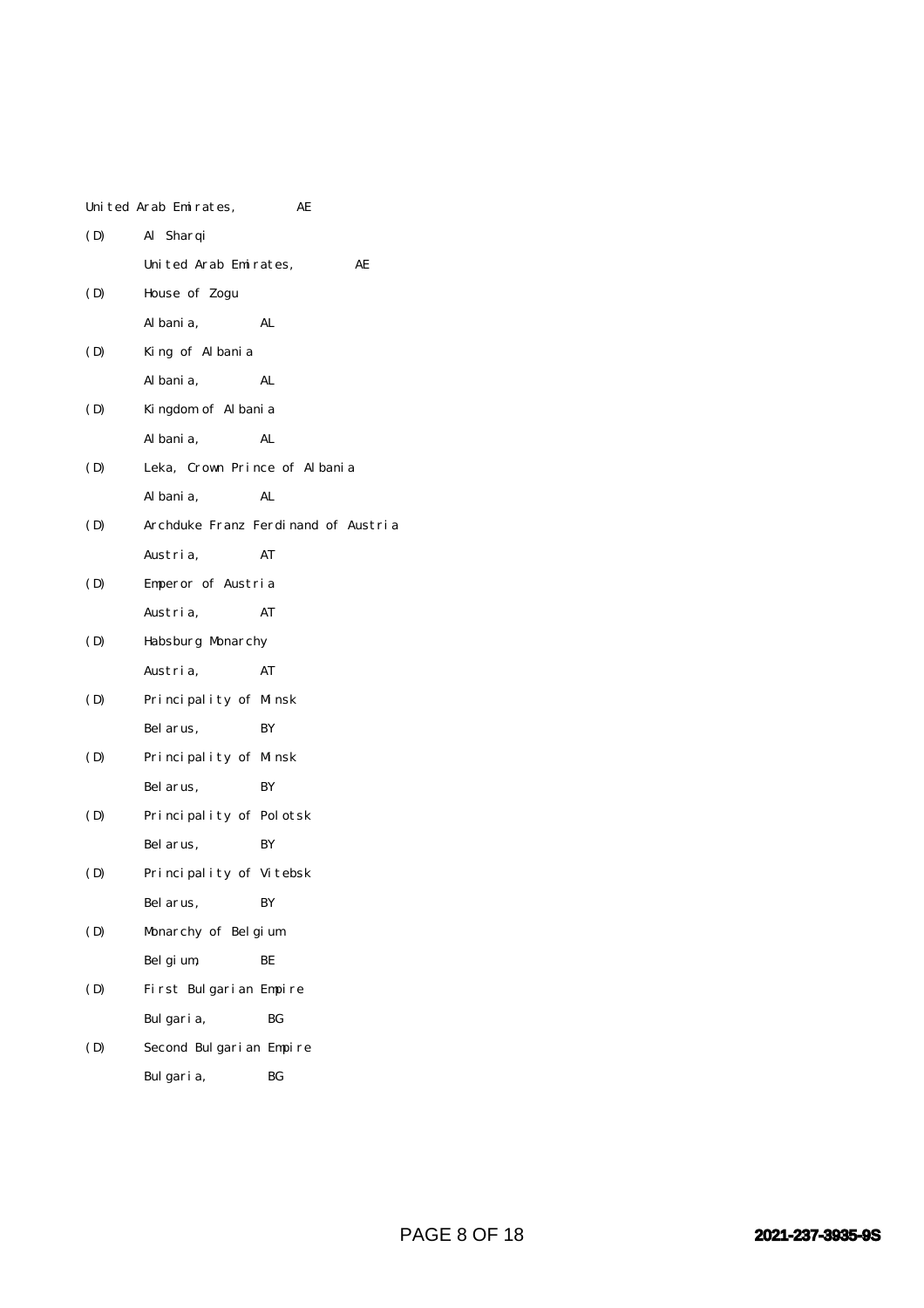United Arab Emirates, AE

(D) Al Sharqi

United Arab Emirates, AE

(D) House of Zogu

Albania, AL

(D) King of Albania

Albania, AL

(D) Kingdom of Albania

Albania, AL

(D) Leka, Crown Prince of Albania

Albania, AL

(D) Archduke Franz Ferdinand of Austria

Austria, AT

(D) Emperor of Austria

Austria, AT

(D) Habsburg Monarchy

Austria, AT

(D) Principality of Minsk

Belarus, BY

(D) Principality of Minsk

Belarus, BY

(D) Principality of Polotsk

Belarus, BY

(D) Principality of Vitebsk

Belarus, BY

(D) Monarchy of Belgium

Belgium, BE

(D) First Bulgarian Empire

Bulgaria, BG

(D) Second Bulgarian Empire

Bulgaria, BG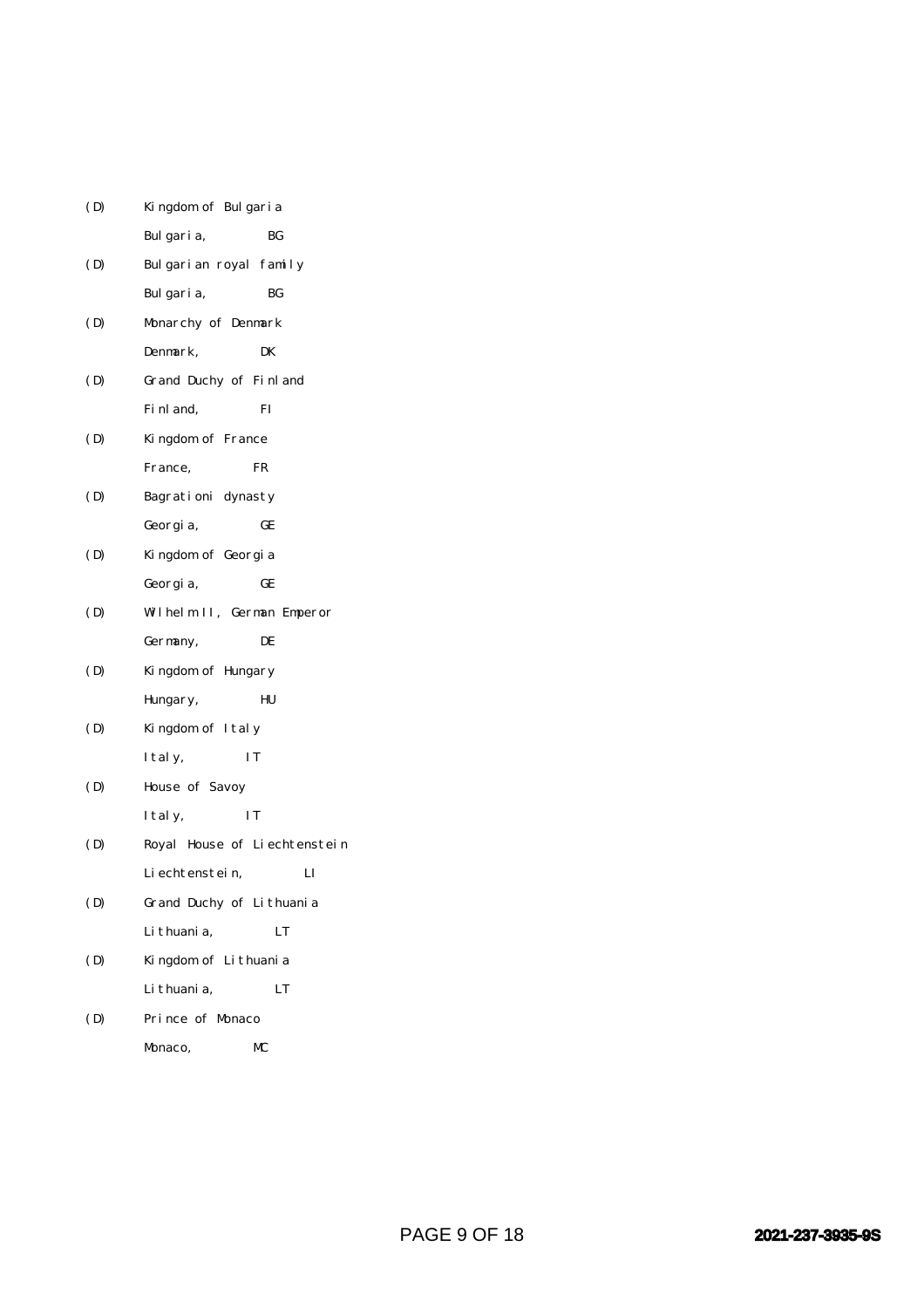(D) Kingdom of Bulgaria
Bulgaria, BG

(D) Bulgarian royal family
Bulgaria, BG

(D) Monarchy of Denmark
Denmark, DK

(D) Grand Duchy of Finland
Finland, FI

(D) Kingdom of France
France, FR

(D) Bagrationi dynasty
Georgia, GE

(D) Kingdom of Georgia
Georgia, GE

(D) Wilhelm II, German Emperor
Germany, DE

(D) Kingdom of Hungary
Hungary, HU

(D) Kingdom of Italy
Italy, IT

(D) House of Savoy
Italy, IT

(D) Royal House of Liechtenstein
Liechtenstein, LI

(D) Grand Duchy of Lithuania
Lithuania, LT

(D) Kingdom of Lithuania
Lithuania, LT

(D) Prince of Monaco
Monaco, MC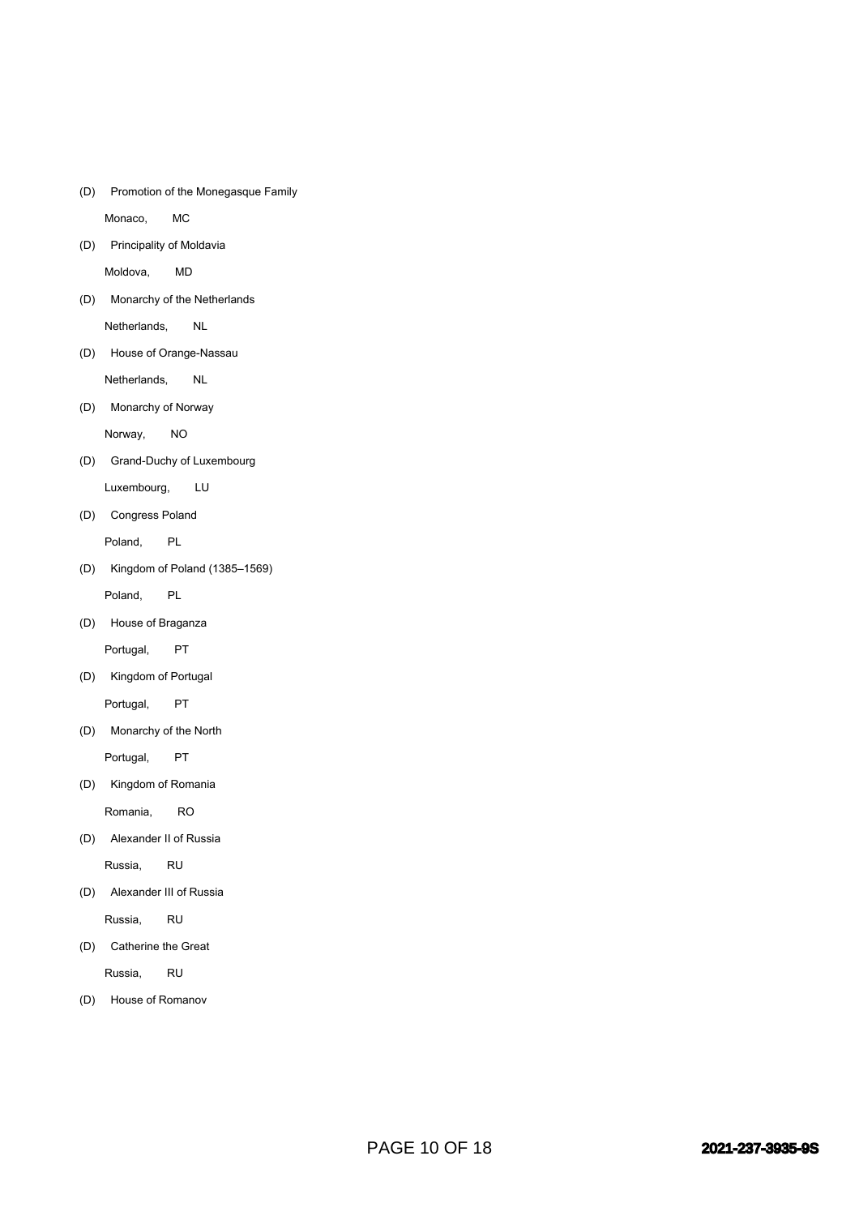(D) Promotion of the Monegasque Family

Monaco, MC

(D) Principality of Moldavia

Moldova, MD

(D) Monarchy of the Netherlands

Netherlands, NL

(D) House of Orange-Nassau

Netherlands, NL

(D) Monarchy of Norway

Norway, NO

(D) Grand-Duchy of Luxembourg

Luxembourg, LU

(D) Congress Poland

Poland, PL

(D) Kingdom of Poland (1385–1569)

Poland, PL

(D) House of Braganza

Portugal, PT

(D) Kingdom of Portugal

Portugal, PT

(D) Monarchy of the North

Portugal, PT

(D) Kingdom of Romania

Romania, RO

(D) Alexander II of Russia

Russia, RU

(D) Alexander III of Russia

Russia, RU

(D) Catherine the Great

Russia, RU

(D) House of Romanov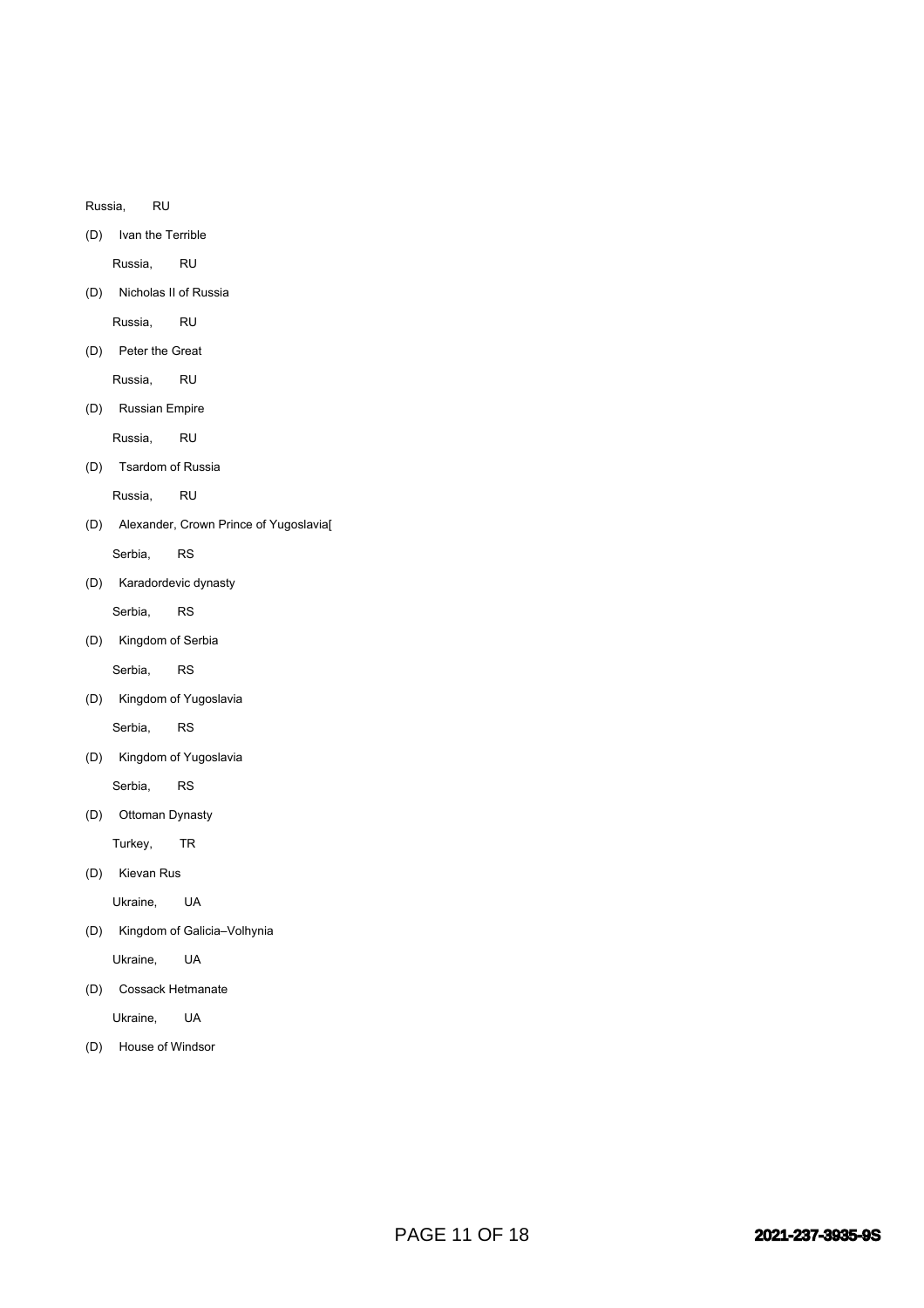Russia, RU

(D) Ivan the Terrible

Russia, RU

(D) Nicholas II of Russia

Russia, RU

(D) Peter the Great

Russia, RU

(D) Russian Empire

Russia, RU

(D) Tsardom of Russia

Russia, RU

(D) Alexander, Crown Prince of Yugoslavia[

Serbia, RS

(D) Karadordevic dynasty

Serbia, RS

(D) Kingdom of Serbia

Serbia, RS

(D) Kingdom of Yugoslavia

Serbia, RS

(D) Kingdom of Yugoslavia

Serbia, RS

(D) Ottoman Dynasty

Turkey, TR

(D) Kievan Rus

Ukraine, UA

(D) Kingdom of Galicia–Volhynia

Ukraine, UA

(D) Cossack Hetmanate

Ukraine, UA

(D) House of Windsor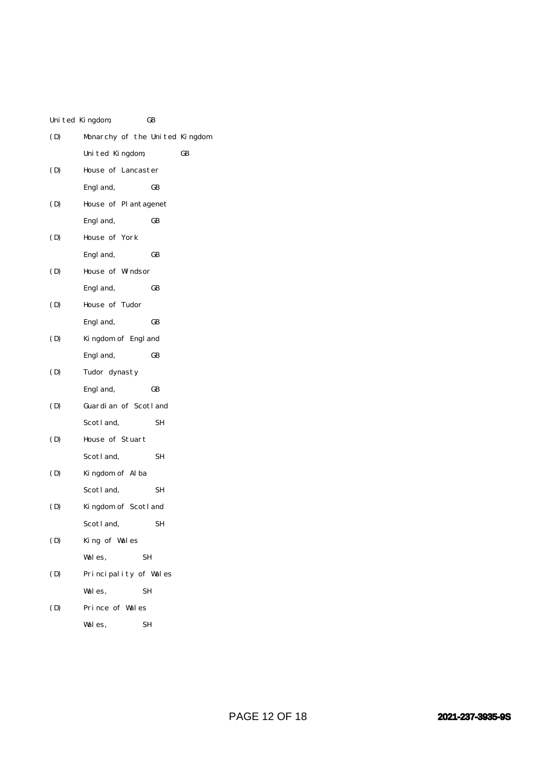United Kingdom, GB

(D) Monarchy of the United Kingdom

United Kingdom, GB

(D) House of Lancaster

England, GB

(D) House of Plantagenet

England, GB

(D) House of York

England, GB

(D) House of Windsor

England, GB

(D) House of Tudor

England, GB

(D) Kingdom of England

England, GB

(D) Tudor dynasty

England, GB

(D) Guardian of Scotland

Scotland, SH

(D) House of Stuart

Scotland, SH

(D) Kingdom of Alba

Scotland, SH

(D) Kingdom of Scotland

Scotland, SH

(D) King of Wales

Wales, SH

(D) Principality of Wales

Wales, SH

(D) Prince of Wales

Wales, SH

2021-237-3935-9S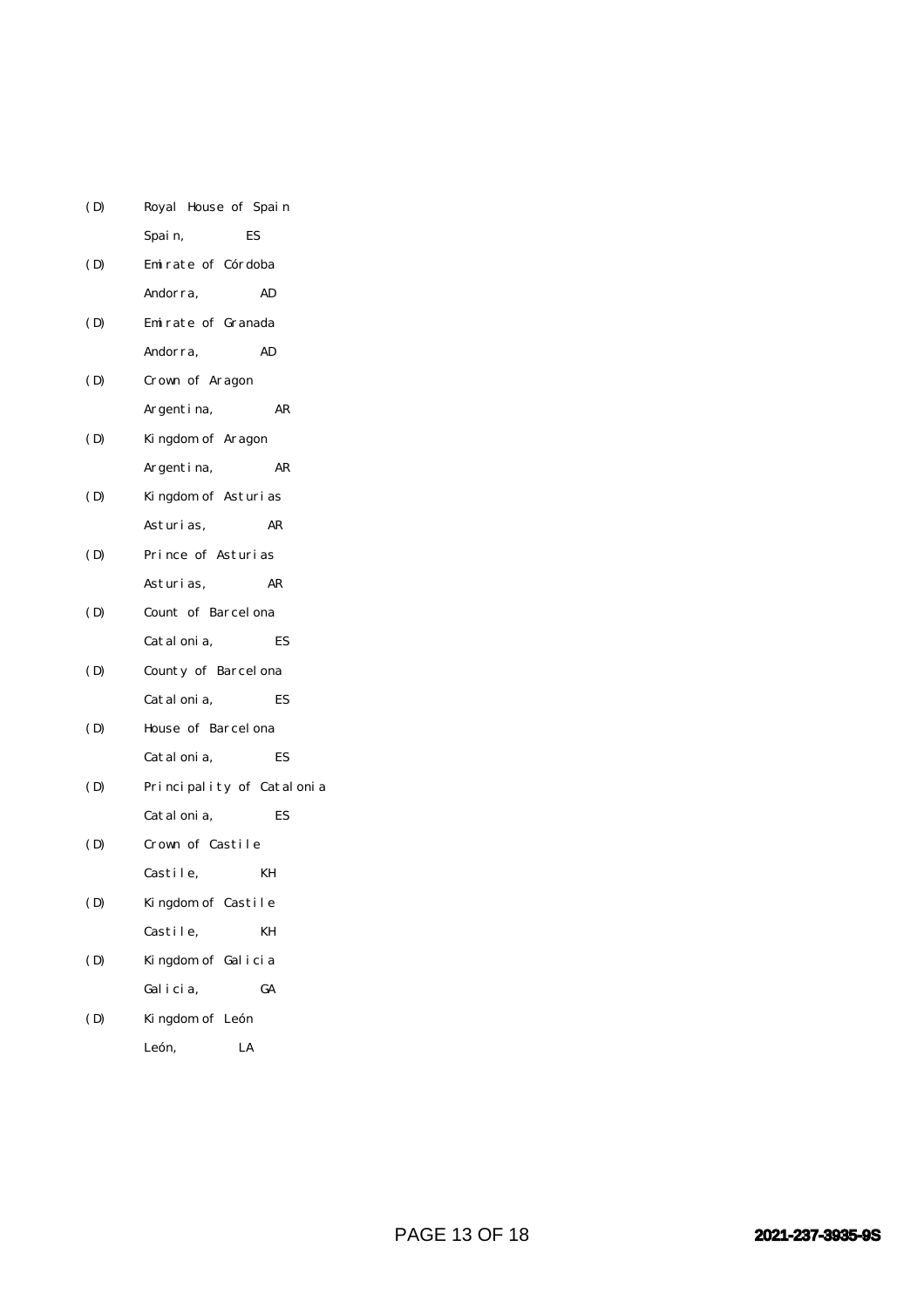(D) Royal House of Spain
Spain, ES

(D) Emirate of Córdoba
Andorra, AD

(D) Emirate of Granada
Andorra, AD

(D) Crown of Aragon
Argentina, AR

(D) Kingdom of Aragon
Argentina, AR

(D) Kingdom of Asturias
Asturias, AR

(D) Prince of Asturias
Asturias, AR

(D) Count of Barcelona
Catalonia, ES

(D) County of Barcelona
Catalonia, ES

(D) House of Barcelona
Catalonia, ES

(D) Principality of Catalonia
Catalonia, ES

(D) Crown of Castile
Castile, KH

(D) Kingdom of Castile
Castile, KH

(D) Kingdom of Galicia
Galicia, GA

(D) Kingdom of León
León, LA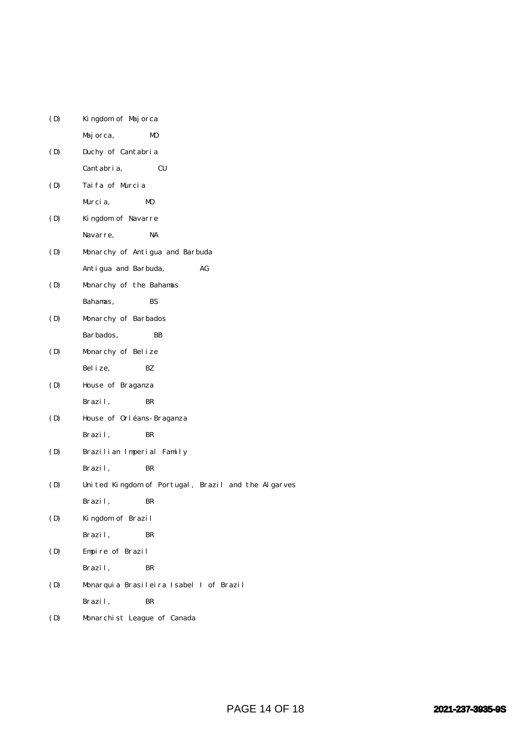(D) Kingdom of Majorca
Majorca, MO

(D) Duchy of Cantabria
Cantabria, CU

(D) Taifa of Murcia
Murcia, MO

(D) Kingdom of Navarre
Navarre, NA

(D) Monarchy of Antigua and Barbuda
Antigua and Barbuda, AG

(D) Monarchy of the Bahamas
Bahamas, BS

(D) Monarchy of Barbados
Barbados, BB

(D) Monarchy of Belize
Belize, BZ

(D) House of Braganza
Brazil, BR

(D) House of Orléans-Braganza
Brazil, BR

(D) Brazilian Imperial Family
Brazil, BR

(D) United Kingdom of Portugal, Brazil and the Algarves
Brazil, BR

(D) Kingdom of Brazil
Brazil, BR

(D) Empire of Brazil
Brazil, BR

(D) Monarquia Brasileira Isabel I of Brazil
Brazil, BR

(D) Monarchist League of Canada

2021-237-3935-9S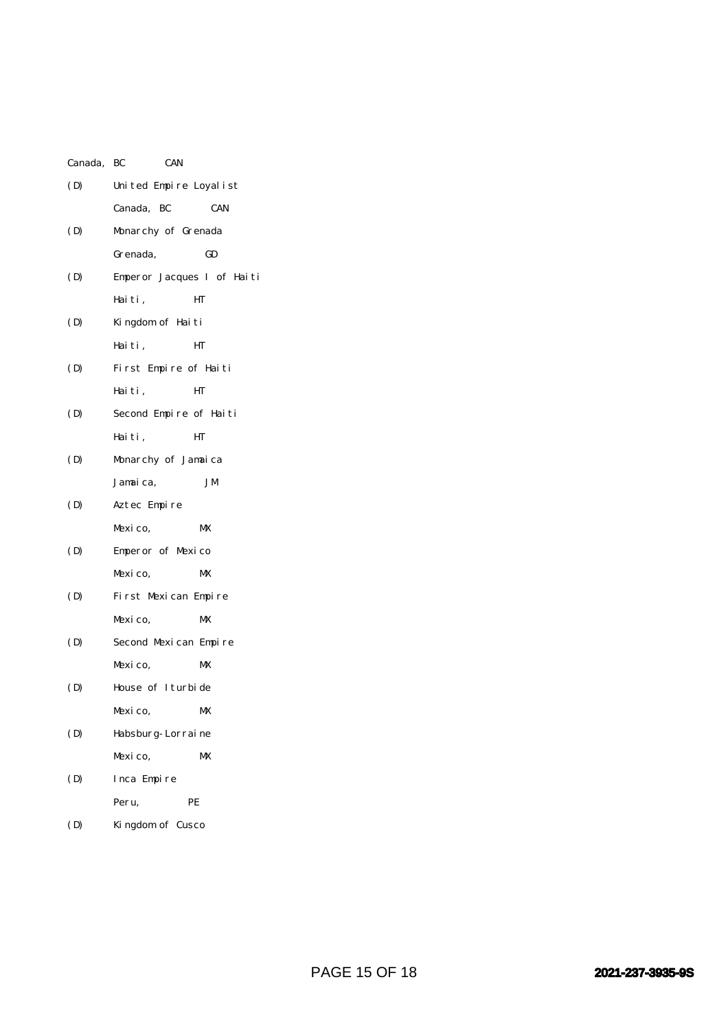Canada, BC CAN

(D) United Empire Loyalist

Canada, BC CAN

(D) Monarchy of Grenada

Grenada, GD

(D) Emperor Jacques I of Haiti

Haiti, HT

(D) Kingdom of Haiti

Haiti, HT

(D) First Empire of Haiti

Haiti, HT

(D) Second Empire of Haiti

Haiti, HT

(D) Monarchy of Jamaica

Jamaica, JM

(D) Aztec Empire

Mexico, MX

(D) Emperor of Mexico

Mexico, MX

(D) First Mexican Empire

Mexico, MX

(D) Second Mexican Empire

Mexico, MX

(D) House of Iturbide

Mexico, MX

(D) Habsburg-Lorraine

Mexico, MX

(D) Inca Empire

Peru, PE

(D) Kingdom of Cusco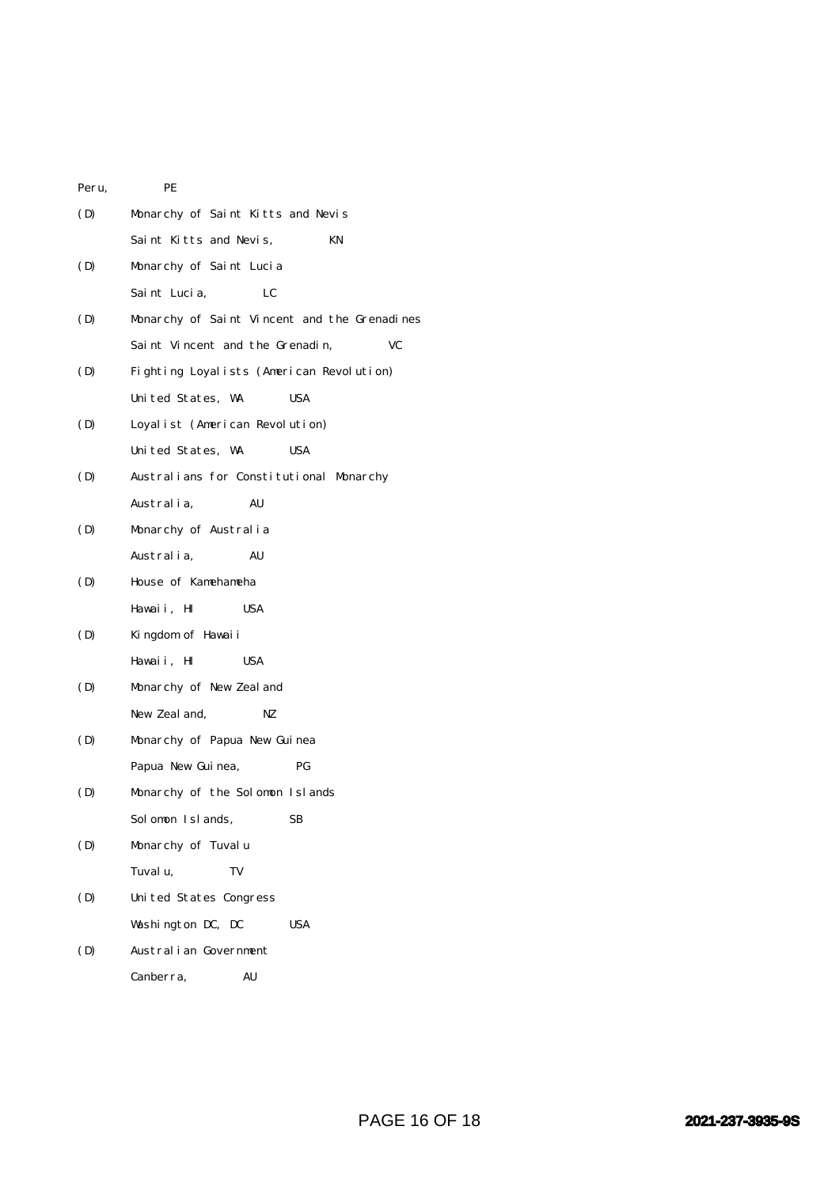Peru, PE

(D) Monarchy of Saint Kitts and Nevis

Saint Kitts and Nevis, KN

(D) Monarchy of Saint Lucia

Saint Lucia, LC

(D) Monarchy of Saint Vincent and the Grenadines

Saint Vincent and the Grenadin, VC

(D) Fighting Loyalists (American Revolution)

United States, WA USA

(D) Loyalist (American Revolution)

United States, WA USA

(D) Australians for Constitutional Monarchy

Australia, AU

(D) Monarchy of Australia

Australia, AU

(D) House of Kamehameha

Hawaii, HI USA

(D) Kingdom of Hawaii

Hawaii, HI USA

(D) Monarchy of New Zealand

New Zealand, NZ

(D) Monarchy of Papua New Guinea

Papua New Guinea, PG

(D) Monarchy of the Solomon Islands

Solomon Islands, SB

(D) Monarchy of Tuvalu

Tuvalu, TV

(D) United States Congress

Washington DC, DC USA

(D) Australian Government

Canberra, AU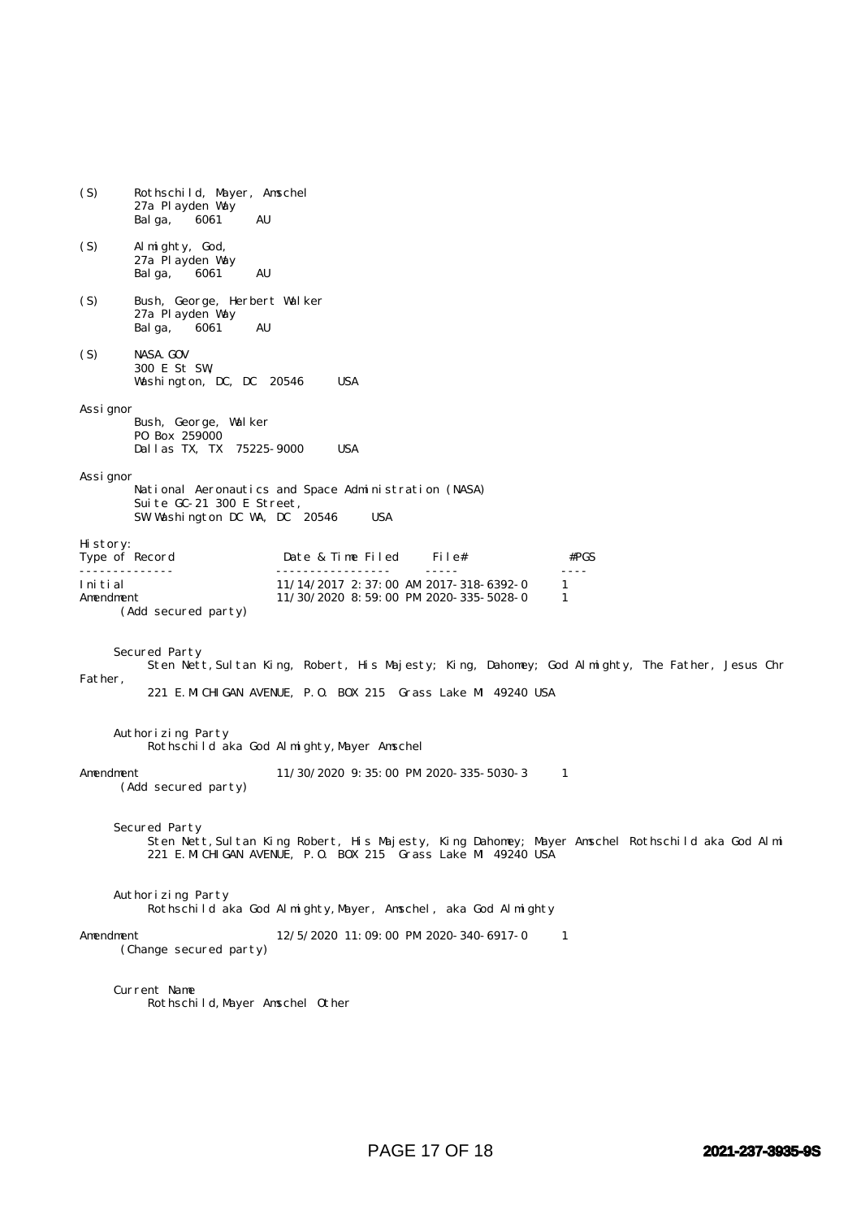(S) Rothschild, Mayer, Amschel
27a Playden Way
Balga, 6061 AU

(S) Almighty, God,
27a Playden Way
Balga, 6061 AU

(S) Bush, George, Herbert Walker
27a Playden Way
Balga, 6061 AU

(S) NASA.GOV
300 E St SW,
Washington, DC, DC 20546 USA

Assignor
Bush, George, Walker
PO Box 259000
Dallas TX, TX 75225-9000 USA

Assignor
National Aeronautics and Space Administration (NASA)
Suite GC-21 300 E Street,
SW Washington DC WA, DC 20546 USA

History:

| Type of Record | Date & Time Filed | File# | #PGS |
|---|---|---|---|
| Initial | 11/14/2017 2:37:00 AM | 2017-318-6392-0 | 1 |
| Amendment (Add secured party) | 11/30/2020 8:59:00 PM | 2020-335-5028-0 | 1 |

Secured Party
Sten Nett, Sultan King, Robert, His Majesty; King, Dahomey; God Almighty, The Father, Jesus Chr Father,
221 E. MICHIGAN AVENUE, P.O. BOX 215 Grass Lake MI 49240 USA

Authorizing Party
Rothschild aka God Almighty, Mayer Amschel

| Type of Record | Date & Time Filed | File# | #PGS |
|---|---|---|---|
| Amendment (Add secured party) | 11/30/2020 9:35:00 PM | 2020-335-5030-3 | 1 |

Secured Party
Sten Nett, Sultan King Robert, His Majesty, King Dahomey; Mayer Amschel Rothschild aka God Almi
221 E. MICHIGAN AVENUE, P.O. BOX 215 Grass Lake MI 49240 USA

Authorizing Party
Rothschild aka God Almighty, Mayer, Amschel, aka God Almighty

| Type of Record | Date & Time Filed | File# | #PGS |
|---|---|---|---|
| Amendment (Change secured party) | 12/5/2020 11:09:00 PM | 2020-340-6917-0 | 1 |

Current Name
Rothschild, Mayer Amschel Other

2021-237-3935-9S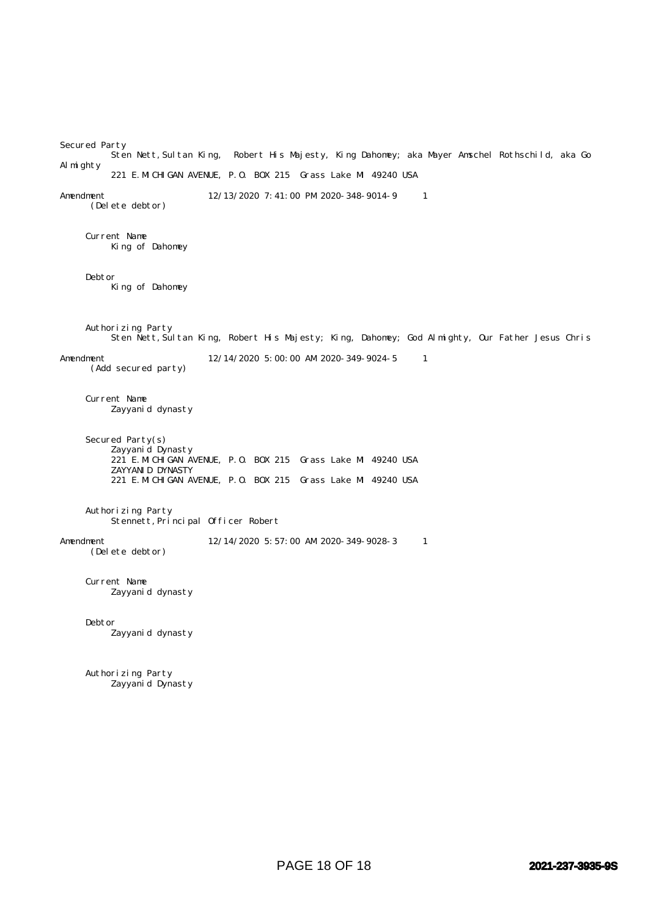Secured Party
Sten Nett, Sultan King,  Robert His Majesty, King Dahomey; aka Mayer Amschel Rothschild, aka Go Almighty
221 E. MICHIGAN AVENUE, P.O. BOX 215  Grass Lake MI 49240 USA

Amendment  12/13/2020 7:41:00 PM 2020-348-9014-9  1
(Delete debtor)

Current Name
King of Dahomey

Debtor
King of Dahomey

Authorizing Party
Sten Nett, Sultan King, Robert His Majesty; King, Dahomey; God Almighty, Our Father Jesus Chris

Amendment  12/14/2020 5:00:00 AM 2020-349-9024-5  1
(Add secured party)

Current Name
Zayyanid dynasty

Secured Party(s)
Zayyanid Dynasty
221 E. MICHIGAN AVENUE, P.O. BOX 215  Grass Lake MI 49240 USA
ZAYYANID DYNASTY
221 E. MICHIGAN AVENUE, P.O. BOX 215  Grass Lake MI 49240 USA

Authorizing Party
Stennett, Principal Officer Robert

Amendment  12/14/2020 5:57:00 AM 2020-349-9028-3  1
(Delete debtor)

Current Name
Zayyanid dynasty

Debtor
Zayyanid dynasty

Authorizing Party
Zayyanid Dynasty

2021-237-3935-9S